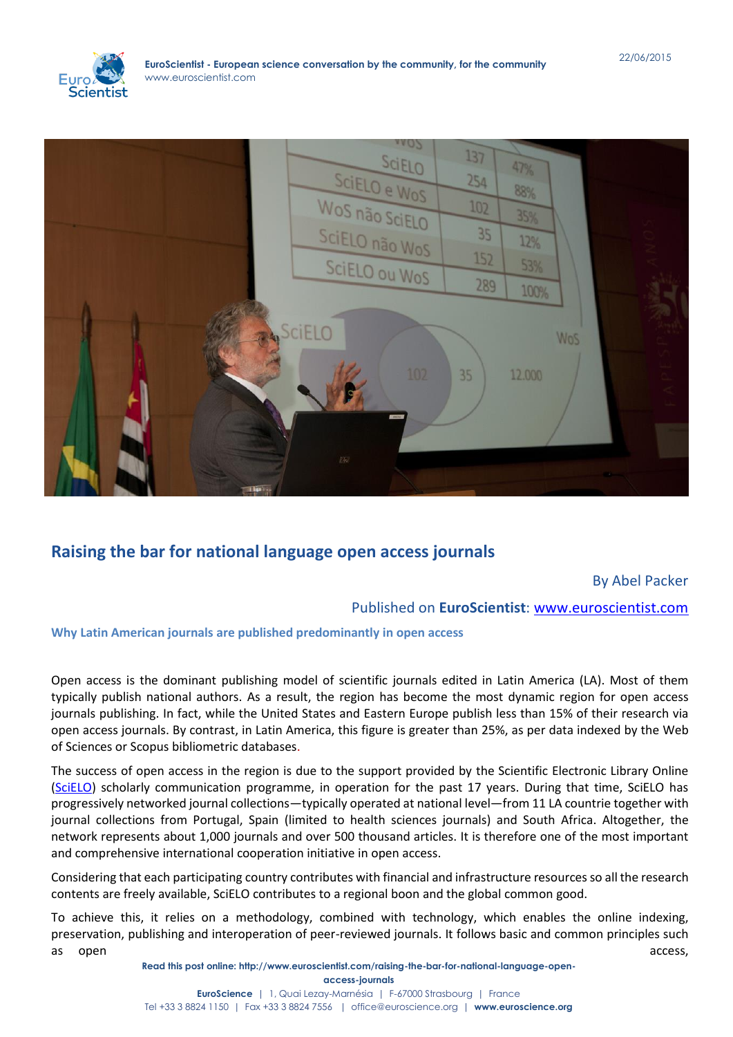# Raising the bar for national language open access journals

By Abel Packer

Published on **EuroScientist**: www.euroscientist.com

### Why Latin American journals are published predominantly in open access

Open access is the dominant publishing model of scientific journals edited in Latin America (LA). Most of them typically publish national authors. As a result, the region has become the most dynamic region for open access journals publishing. In fact, while the United States and Eastern Europe publish less than 15% of their research via open access journals. By contrast, in Latin America, this figure is greater than 25%, as per data indexed by the Web of Sciences or Scopus bibliometric databases.

The success of open access in the region is due to the support provided by the Scientific Electronic Library Online (SciELO) scholarly communication programme, in operation for the past 17 years. During that time, SciELO has progressively networked journal collections—typically operated at national level—from 11 LA countrie together with journal collections from Portugal, Spain (limited to health sciences journals) and South Africa. Altogether, the network represents about 1,000 journals and over 500 thousand articles. It is therefore one of the most important and comprehensive international cooperation initiative in open access.

Considering that each participating country contributes with financial and infrastructure resources so all the research contents are freely available, SciELO contributes to a regional boon and the global common good.

To achieve this, it relies on a methodology, combined with technology, which enables the online indexing, preservation, publishing and interoperation of peer-reviewed journals. It follows basic and common principles such as open access,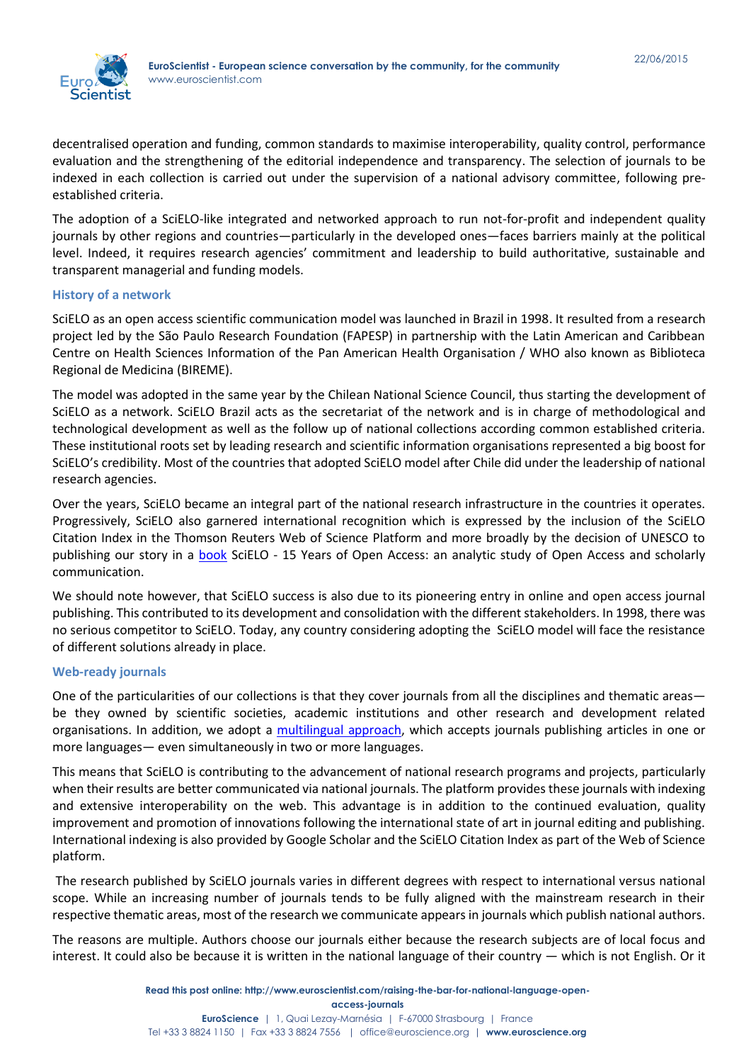decentralised operation and funding, common standards to maximise interoperability, quality control, performance evaluation and the strengthening of the editorial independence and transparency. The selection of journals to be indexed in each collection is carried out under the supervision of a national advisory committee, following pre-established criteria.

The adoption of a SciELO-like integrated and networked approach to run not-for-profit and independent quality journals by other regions and countries—particularly in the developed ones—faces barriers mainly at the political level. Indeed, it requires research agencies' commitment and leadership to build authoritative, sustainable and transparent managerial and funding models.

### History of a network

SciELO as an open access scientific communication model was launched in Brazil in 1998. It resulted from a research project led by the São Paulo Research Foundation (FAPESP) in partnership with the Latin American and Caribbean Centre on Health Sciences Information of the Pan American Health Organisation / WHO also known as Biblioteca Regional de Medicina (BIREME).

The model was adopted in the same year by the Chilean National Science Council, thus starting the development of SciELO as a network. SciELO Brazil acts as the secretariat of the network and is in charge of methodological and technological development as well as the follow up of national collections according common established criteria. These institutional roots set by leading research and scientific information organisations represented a big boost for SciELO's credibility. Most of the countries that adopted SciELO model after Chile did under the leadership of national research agencies.

Over the years, SciELO became an integral part of the national research infrastructure in the countries it operates. Progressively, SciELO also garnered international recognition which is expressed by the inclusion of the SciELO Citation Index in the Thomson Reuters Web of Science Platform and more broadly by the decision of UNESCO to publishing our story in a book SciELO - 15 Years of Open Access: an analytic study of Open Access and scholarly communication.

We should note however, that SciELO success is also due to its pioneering entry in online and open access journal publishing. This contributed to its development and consolidation with the different stakeholders. In 1998, there was no serious competitor to SciELO. Today, any country considering adopting the SciELO model will face the resistance of different solutions already in place.

### Web-ready journals

One of the particularities of our collections is that they cover journals from all the disciplines and thematic areas—be they owned by scientific societies, academic institutions and other research and development related organisations. In addition, we adopt a multilingual approach, which accepts journals publishing articles in one or more languages— even simultaneously in two or more languages.

This means that SciELO is contributing to the advancement of national research programs and projects, particularly when their results are better communicated via national journals. The platform provides these journals with indexing and extensive interoperability on the web. This advantage is in addition to the continued evaluation, quality improvement and promotion of innovations following the international state of art in journal editing and publishing. International indexing is also provided by Google Scholar and the SciELO Citation Index as part of the Web of Science platform.

The research published by SciELO journals varies in different degrees with respect to international versus national scope. While an increasing number of journals tends to be fully aligned with the mainstream research in their respective thematic areas, most of the research we communicate appears in journals which publish national authors.

The reasons are multiple. Authors choose our journals either because the research subjects are of local focus and interest. It could also be because it is written in the national language of their country — which is not English. Or it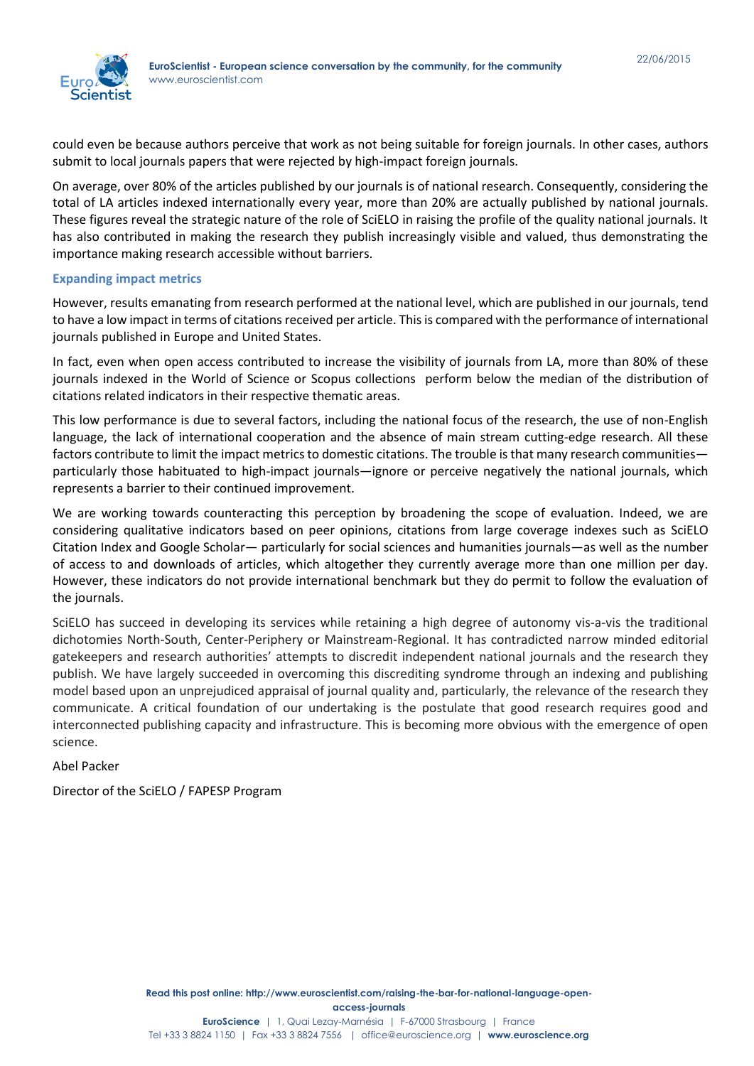could even be because authors perceive that work as not being suitable for foreign journals. In other cases, authors submit to local journals papers that were rejected by high-impact foreign journals.

On average, over 80% of the articles published by our journals is of national research. Consequently, considering the total of LA articles indexed internationally every year, more than 20% are actually published by national journals. These figures reveal the strategic nature of the role of SciELO in raising the profile of the quality national journals. It has also contributed in making the research they publish increasingly visible and valued, thus demonstrating the importance making research accessible without barriers.

### Expanding impact metrics

However, results emanating from research performed at the national level, which are published in our journals, tend to have a low impact in terms of citations received per article. This is compared with the performance of international journals published in Europe and United States.

In fact, even when open access contributed to increase the visibility of journals from LA, more than 80% of these journals indexed in the World of Science or Scopus collections perform below the median of the distribution of citations related indicators in their respective thematic areas.

This low performance is due to several factors, including the national focus of the research, the use of non-English language, the lack of international cooperation and the absence of main stream cutting-edge research. All these factors contribute to limit the impact metrics to domestic citations. The trouble is that many research communities—particularly those habituated to high-impact journals—ignore or perceive negatively the national journals, which represents a barrier to their continued improvement.

We are working towards counteracting this perception by broadening the scope of evaluation. Indeed, we are considering qualitative indicators based on peer opinions, citations from large coverage indexes such as SciELO Citation Index and Google Scholar— particularly for social sciences and humanities journals—as well as the number of access to and downloads of articles, which altogether they currently average more than one million per day. However, these indicators do not provide international benchmark but they do permit to follow the evaluation of the journals.

SciELO has succeed in developing its services while retaining a high degree of autonomy vis-a-vis the traditional dichotomies North-South, Center-Periphery or Mainstream-Regional. It has contradicted narrow minded editorial gatekeepers and research authorities' attempts to discredit independent national journals and the research they publish. We have largely succeeded in overcoming this discrediting syndrome through an indexing and publishing model based upon an unprejudiced appraisal of journal quality and, particularly, the relevance of the research they communicate. A critical foundation of our undertaking is the postulate that good research requires good and interconnected publishing capacity and infrastructure. This is becoming more obvious with the emergence of open science.

Abel Packer

Director of the SciELO / FAPESP Program